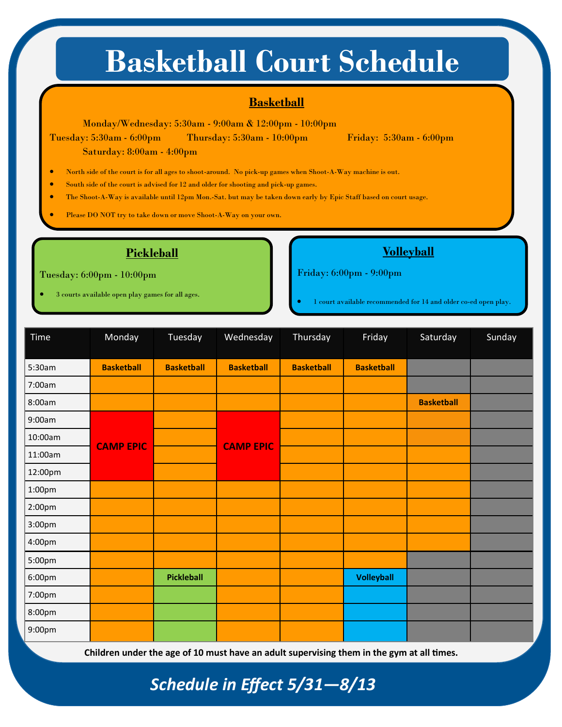# Basketball Court Schedule

## Basketball

Monday/Wednesday: 5:30am - 9:00am & 12:00pm - 10:00pm

Tuesday: 5:30am - 6:00pm Thursday: 5:30am - 10:00pm Friday: 5:30am - 6:00pm

Saturday: 8:00am - 4:00pm

- North side of the court is for all ages to shoot-around. No pick-up games when Shoot-A-Way machine is out.
- South side of the court is advised for 12 and older for shooting and pick-up games.
- The Shoot-A-Way is available until 12pm Mon.-Sat. but may be taken down early by Epic Staff based on court usage.
- Please DO NOT try to take down or move Shoot-A-Way on your own.

## Pickleball

Tuesday: 6:00pm - 10:00pm

- 3 courts available open play games for all ages.

## Volleyball

Friday: 6:00pm - 9:00pm

- 1 court available recommended for 14 and older co-ed open play.

| Time | Monday | Tuesday | Wednesday | Thursday | Friday | Saturday | Sunday |
|---|---|---|---|---|---|---|---|
| 5:30am | Basketball | Basketball | Basketball | Basketball | Basketball | | |
| 7:00am | Basketball | Basketball | Basketball | Basketball | Basketball | | |
| 8:00am | Basketball | Basketball | Basketball | Basketball | Basketball | Basketball | |
| 9:00am | CAMP EPIC | Basketball | CAMP EPIC | Basketball | Basketball | Basketball | |
| 10:00am | CAMP EPIC | Basketball | CAMP EPIC | Basketball | Basketball | Basketball | |
| 11:00am | CAMP EPIC | Basketball | CAMP EPIC | Basketball | Basketball | Basketball | |
| 12:00pm | CAMP EPIC | Basketball | CAMP EPIC | Basketball | Basketball | Basketball | |
| 1:00pm | Basketball | Basketball | Basketball | Basketball | Basketball | Basketball | |
| 2:00pm | Basketball | Basketball | Basketball | Basketball | Basketball | Basketball | |
| 3:00pm | Basketball | Basketball | Basketball | Basketball | Basketball | Basketball | |
| 4:00pm | Basketball | Basketball | Basketball | Basketball | Basketball | Basketball | |
| 5:00pm | Basketball | Basketball | Basketball | Basketball | Basketball | | |
| 6:00pm | Basketball | Pickleball | Basketball | Basketball | Volleyball | | |
| 7:00pm | Basketball | Pickleball | Basketball | Basketball | Volleyball | | |
| 8:00pm | Basketball | Pickleball | Basketball | Basketball | Volleyball | | |
| 9:00pm | Basketball | Pickleball | Basketball | Basketball | Volleyball | | |

**Children under the age of 10 must have an adult supervising them in the gym at all times.**

***Schedule in Effect 5/31—8/13***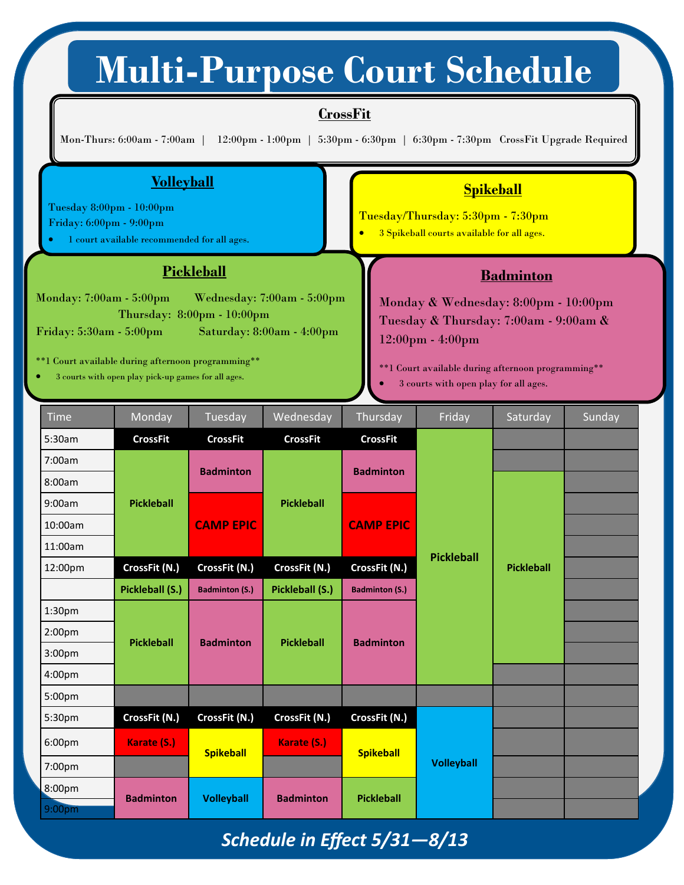# Multi-Purpose Court Schedule

## CrossFit

Mon-Thurs: 6:00am - 7:00am | 12:00pm - 1:00pm | 5:30pm - 6:30pm | 6:30pm - 7:30pm CrossFit Upgrade Required

## Volleyball

Tuesday 8:00pm - 10:00pm
Friday: 6:00pm - 9:00pm

- 1 court available recommended for all ages.

## Spikeball

Tuesday/Thursday: 5:30pm - 7:30pm

- 3 Spikeball courts available for all ages.

## Pickleball

Monday: 7:00am - 5:00pm Wednesday: 7:00am - 5:00pm
Thursday: 8:00pm - 10:00pm
Friday: 5:30am - 5:00pm Saturday: 8:00am - 4:00pm

**1 Court available during afternoon programming**

- 3 courts with open play pick-up games for all ages.

## Badminton

Monday & Wednesday: 8:00pm - 10:00pm
Tuesday & Thursday: 7:00am - 9:00am & 12:00pm - 4:00pm

**1 Court available during afternoon programming**

- 3 courts with open play for all ages.

| Time | Monday | Tuesday | Wednesday | Thursday | Friday | Saturday | Sunday |
|---|---|---|---|---|---|---|---|
| 5:30am | CrossFit | CrossFit | CrossFit | CrossFit | Pickleball | | |
| 7:00am | Pickleball | Badminton | Pickleball | Badminton | Pickleball | | |
| 8:00am | Pickleball | Badminton | Pickleball | Badminton | Pickleball | Pickleball | |
| 9:00am | Pickleball | CAMP EPIC | Pickleball | CAMP EPIC | Pickleball | Pickleball | |
| 10:00am | Pickleball | CAMP EPIC | Pickleball | CAMP EPIC | Pickleball | Pickleball | |
| 11:00am | Pickleball | CAMP EPIC | Pickleball | CAMP EPIC | Pickleball | Pickleball | |
| 12:00pm | CrossFit (N.) | CrossFit (N.) | CrossFit (N.) | CrossFit (N.) | Pickleball | Pickleball | |
| | Pickleball (S.) | Badminton (S.) | Pickleball (S.) | Badminton (S.) | Pickleball | Pickleball | |
| 1:30pm | Pickleball | Badminton | Pickleball | Badminton | Pickleball | Pickleball | |
| 2:00pm | Pickleball | Badminton | Pickleball | Badminton | Pickleball | Pickleball | |
| 3:00pm | Pickleball | Badminton | Pickleball | Badminton | Pickleball | Pickleball | |
| 4:00pm | Pickleball | Badminton | Pickleball | Badminton | Pickleball | | |
| 5:00pm | | | | | | | |
| 5:30pm | CrossFit (N.) | CrossFit (N.) | CrossFit (N.) | CrossFit (N.) | Volleyball | | |
| 6:00pm | Karate (S.) | Spikeball | Karate (S.) | Spikeball | Volleyball | | |
| 7:00pm | | Spikeball | | Spikeball | Volleyball | | |
| 8:00pm | Badminton | Volleyball | Badminton | Pickleball | Volleyball | | |
| 9:00pm | Badminton | Volleyball | Badminton | Pickleball | Volleyball | | |

*Schedule in Effect 5/31—8/13*